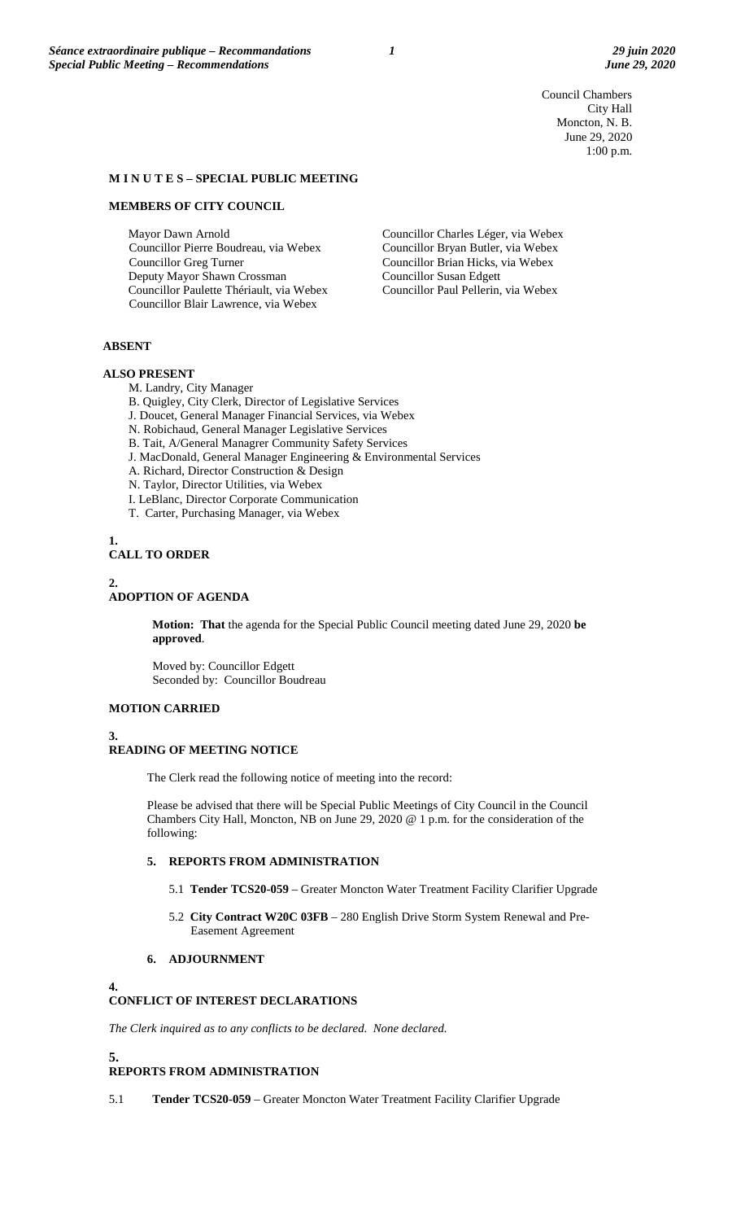Council Chambers
City Hall
Moncton, N. B.
June 29, 2020
1:00 p.m.

## M I N U T E S – SPECIAL PUBLIC MEETING

### MEMBERS OF CITY COUNCIL

Mayor Dawn Arnold
Councillor Pierre Boudreau, via Webex
Councillor Greg Turner
Deputy Mayor Shawn Crossman
Councillor Paulette Thériault, via Webex
Councillor Blair Lawrence, via Webex
Councillor Charles Léger, via Webex
Councillor Bryan Butler, via Webex
Councillor Brian Hicks, via Webex
Councillor Susan Edgett
Councillor Paul Pellerin, via Webex

### ABSENT

### ALSO PRESENT

M. Landry, City Manager
B. Quigley, City Clerk, Director of Legislative Services
J. Doucet, General Manager Financial Services, via Webex
N. Robichaud, General Manager Legislative Services
B. Tait, A/General Managrer Community Safety Services
J. MacDonald, General Manager Engineering & Environmental Services
A. Richard, Director Construction & Design
N. Taylor, Director Utilities, via Webex
I. LeBlanc, Director Corporate Communication
T. Carter, Purchasing Manager, via Webex

**1.**
**CALL TO ORDER**

**2.**
**ADOPTION OF AGENDA**

**Motion: That** the agenda for the Special Public Council meeting dated June 29, 2020 **be approved**.

Moved by: Councillor Edgett
Seconded by: Councillor Boudreau

**MOTION CARRIED**

**3.**
**READING OF MEETING NOTICE**

The Clerk read the following notice of meeting into the record:

Please be advised that there will be Special Public Meetings of City Council in the Council Chambers City Hall, Moncton, NB on June 29, 2020 @ 1 p.m. for the consideration of the following:

**5. REPORTS FROM ADMINISTRATION**

5.1 **Tender TCS20-059** – Greater Moncton Water Treatment Facility Clarifier Upgrade

5.2 **City Contract W20C 03FB** – 280 English Drive Storm System Renewal and Pre-Easement Agreement

**6. ADJOURNMENT**

**4.**
**CONFLICT OF INTEREST DECLARATIONS**

*The Clerk inquired as to any conflicts to be declared. None declared.*

**5.**
**REPORTS FROM ADMINISTRATION**

5.1 **Tender TCS20-059** – Greater Moncton Water Treatment Facility Clarifier Upgrade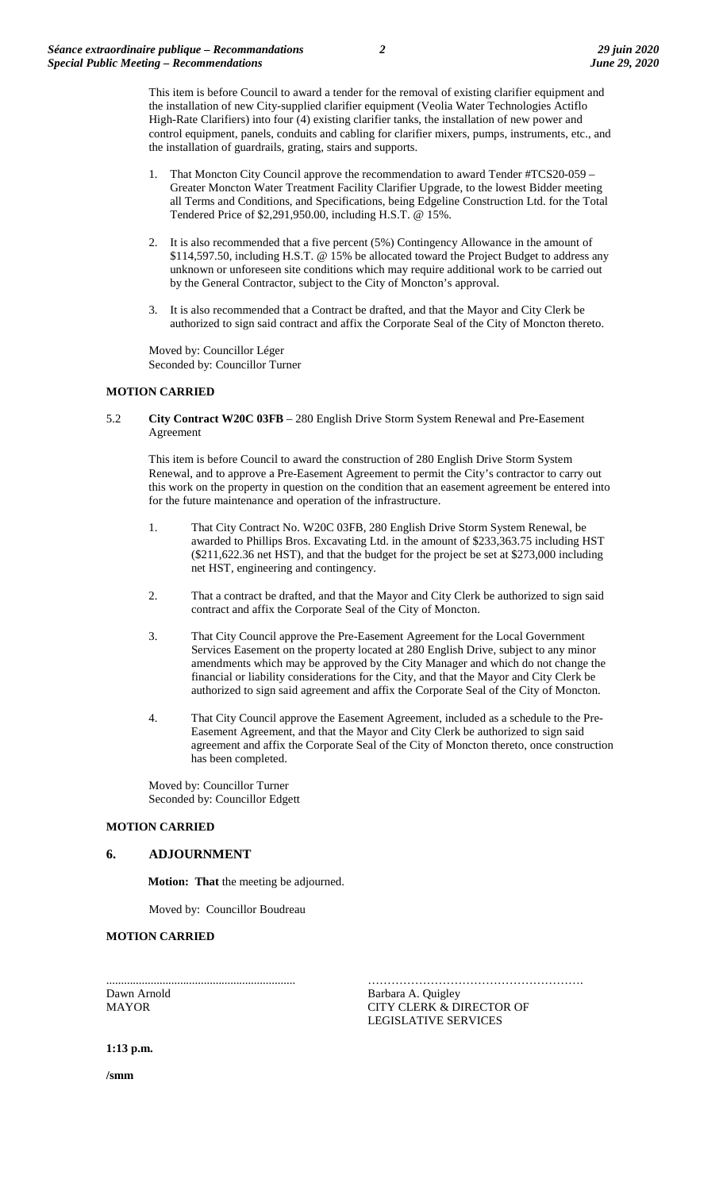This item is before Council to award a tender for the removal of existing clarifier equipment and the installation of new City-supplied clarifier equipment (Veolia Water Technologies Actiflo High-Rate Clarifiers) into four (4) existing clarifier tanks, the installation of new power and control equipment, panels, conduits and cabling for clarifier mixers, pumps, instruments, etc., and the installation of guardrails, grating, stairs and supports.

1. That Moncton City Council approve the recommendation to award Tender #TCS20-059 – Greater Moncton Water Treatment Facility Clarifier Upgrade, to the lowest Bidder meeting all Terms and Conditions, and Specifications, being Edgeline Construction Ltd. for the Total Tendered Price of $2,291,950.00, including H.S.T. @ 15%.

2. It is also recommended that a five percent (5%) Contingency Allowance in the amount of $114,597.50, including H.S.T. @ 15% be allocated toward the Project Budget to address any unknown or unforeseen site conditions which may require additional work to be carried out by the General Contractor, subject to the City of Moncton's approval.

3. It is also recommended that a Contract be drafted, and that the Mayor and City Clerk be authorized to sign said contract and affix the Corporate Seal of the City of Moncton thereto.

Moved by: Councillor Léger
Seconded by: Councillor Turner

**MOTION CARRIED**

5.2 **City Contract W20C 03FB** – 280 English Drive Storm System Renewal and Pre-Easement Agreement

This item is before Council to award the construction of 280 English Drive Storm System Renewal, and to approve a Pre-Easement Agreement to permit the City's contractor to carry out this work on the property in question on the condition that an easement agreement be entered into for the future maintenance and operation of the infrastructure.

1. That City Contract No. W20C 03FB, 280 English Drive Storm System Renewal, be awarded to Phillips Bros. Excavating Ltd. in the amount of $233,363.75 including HST ($211,622.36 net HST), and that the budget for the project be set at $273,000 including net HST, engineering and contingency.

2. That a contract be drafted, and that the Mayor and City Clerk be authorized to sign said contract and affix the Corporate Seal of the City of Moncton.

3. That City Council approve the Pre-Easement Agreement for the Local Government Services Easement on the property located at 280 English Drive, subject to any minor amendments which may be approved by the City Manager and which do not change the financial or liability considerations for the City, and that the Mayor and City Clerk be authorized to sign said agreement and affix the Corporate Seal of the City of Moncton.

4. That City Council approve the Easement Agreement, included as a schedule to the Pre-Easement Agreement, and that the Mayor and City Clerk be authorized to sign said agreement and affix the Corporate Seal of the City of Moncton thereto, once construction has been completed.

Moved by: Councillor Turner
Seconded by: Councillor Edgett

**MOTION CARRIED**

## 6. ADJOURNMENT

**Motion: That** the meeting be adjourned.

Moved by: Councillor Boudreau

**MOTION CARRIED**

| | |
|---|---|
| ............................................................ | ………………………………………………. |
| Dawn Arnold | Barbara A. Quigley |
| MAYOR | CITY CLERK & DIRECTOR OF LEGISLATIVE SERVICES |

**1:13 p.m.**

**/smm**